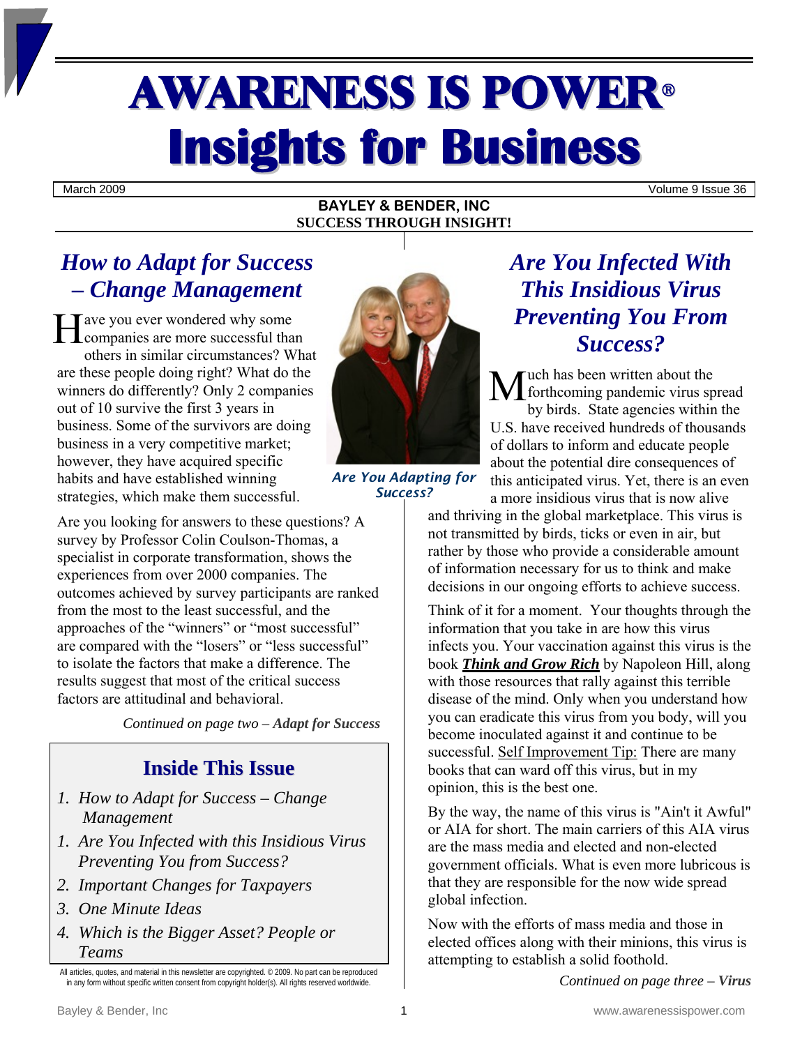# AWARENESS IS POWER®
# Insights for Business

March 2009 | Volume 9 Issue 36

**BAYLEY & BENDER, INC**
**SUCCESS THROUGH INSIGHT!**

## *How to Adapt for Success – Change Management*

Have you ever wondered why some companies are more successful than others in similar circumstances? What are these people doing right? What do the winners do differently? Only 2 companies out of 10 survive the first 3 years in business. Some of the survivors are doing business in a very competitive market; however, they have acquired specific habits and have established winning strategies, which make them successful.

Are you looking for answers to these questions? A survey by Professor Colin Coulson-Thomas, a specialist in corporate transformation, shows the experiences from over 2000 companies. The outcomes achieved by survey participants are ranked from the most to the least successful, and the approaches of the "winners" or "most successful" are compared with the "losers" or "less successful" to isolate the factors that make a difference. The results suggest that most of the critical success factors are attitudinal and behavioral.

*Continued on page two – **Adapt for Success***

*Are You Adapting for Success?*

## *Are You Infected With This Insidious Virus Preventing You From Success?*

Much has been written about the forthcoming pandemic virus spread by birds. State agencies within the U.S. have received hundreds of thousands of dollars to inform and educate people about the potential dire consequences of this anticipated virus. Yet, there is an even a more insidious virus that is now alive and thriving in the global marketplace. This virus is not transmitted by birds, ticks or even in air, but rather by those who provide a considerable amount of information necessary for us to think and make decisions in our ongoing efforts to achieve success.

Think of it for a moment. Your thoughts through the information that you take in are how this virus infects you. Your vaccination against this virus is the book ***Think and Grow Rich*** by Napoleon Hill, along with those resources that rally against this terrible disease of the mind. Only when you understand how you can eradicate this virus from you body, will you become inoculated against it and continue to be successful. Self Improvement Tip: There are many books that can ward off this virus, but in my opinion, this is the best one.

By the way, the name of this virus is "Ain't it Awful" or AIA for short. The main carriers of this AIA virus are the mass media and elected and non-elected government officials. What is even more lubricous is that they are responsible for the now wide spread global infection.

Now with the efforts of mass media and those in elected offices along with their minions, this virus is attempting to establish a solid foothold.

*Continued on page three – **Virus***

## Inside This Issue

1. *How to Adapt for Success – Change Management*
1. *Are You Infected with this Insidious Virus Preventing You from Success?*
2. *Important Changes for Taxpayers*
3. *One Minute Ideas*
4. *Which is the Bigger Asset? People or Teams*

All articles, quotes, and material in this newsletter are copyrighted. © 2009. No part can be reproduced in any form without specific written consent from copyright holder(s). All rights reserved worldwide.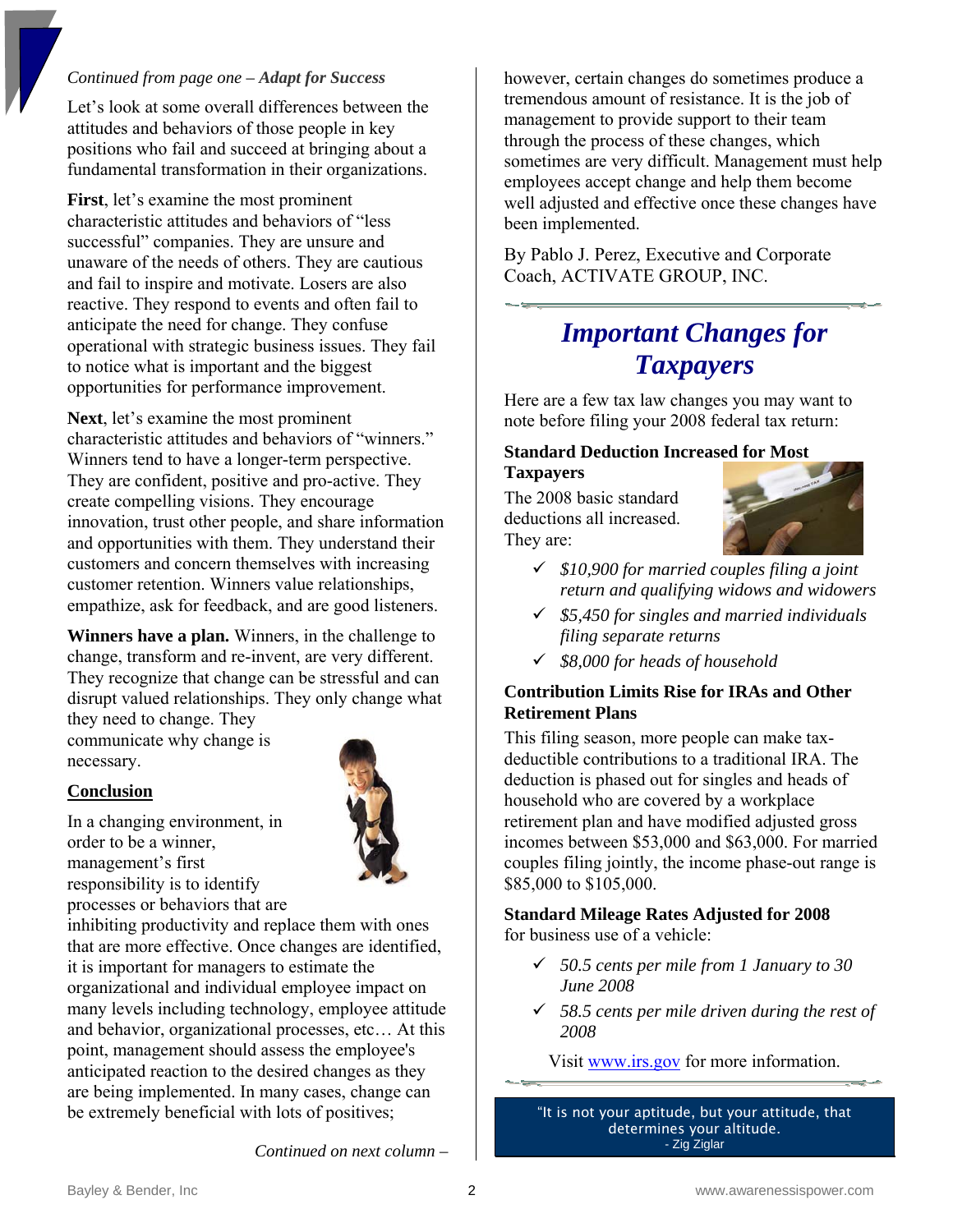*Continued from page one – **Adapt for Success***

Let's look at some overall differences between the attitudes and behaviors of those people in key positions who fail and succeed at bringing about a fundamental transformation in their organizations.

**First**, let's examine the most prominent characteristic attitudes and behaviors of "less successful" companies. They are unsure and unaware of the needs of others. They are cautious and fail to inspire and motivate. Losers are also reactive. They respond to events and often fail to anticipate the need for change. They confuse operational with strategic business issues. They fail to notice what is important and the biggest opportunities for performance improvement.

**Next**, let's examine the most prominent characteristic attitudes and behaviors of "winners." Winners tend to have a longer-term perspective. They are confident, positive and pro-active. They create compelling visions. They encourage innovation, trust other people, and share information and opportunities with them. They understand their customers and concern themselves with increasing customer retention. Winners value relationships, empathize, ask for feedback, and are good listeners.

**Winners have a plan.** Winners, in the challenge to change, transform and re-invent, are very different. They recognize that change can be stressful and can disrupt valued relationships. They only change what they need to change. They communicate why change is necessary.

**Conclusion**

In a changing environment, in order to be a winner, management's first responsibility is to identify processes or behaviors that are inhibiting productivity and replace them with ones that are more effective. Once changes are identified, it is important for managers to estimate the organizational and individual employee impact on many levels including technology, employee attitude and behavior, organizational processes, etc… At this point, management should assess the employee's anticipated reaction to the desired changes as they are being implemented. In many cases, change can be extremely beneficial with lots of positives; however, certain changes do sometimes produce a tremendous amount of resistance. It is the job of management to provide support to their team through the process of these changes, which sometimes are very difficult. Management must help employees accept change and help them become well adjusted and effective once these changes have been implemented.

By Pablo J. Perez, Executive and Corporate Coach, ACTIVATE GROUP, INC.

## *Important Changes for Taxpayers*

Here are a few tax law changes you may want to note before filing your 2008 federal tax return:

**Standard Deduction Increased for Most Taxpayers**

The 2008 basic standard deductions all increased. They are:

- ✓ *$10,900 for married couples filing a joint return and qualifying widows and widowers*
- ✓ *$5,450 for singles and married individuals filing separate returns*
- ✓ *$8,000 for heads of household*

**Contribution Limits Rise for IRAs and Other Retirement Plans**

This filing season, more people can make tax-deductible contributions to a traditional IRA. The deduction is phased out for singles and heads of household who are covered by a workplace retirement plan and have modified adjusted gross incomes between $53,000 and $63,000. For married couples filing jointly, the income phase-out range is $85,000 to $105,000.

**Standard Mileage Rates Adjusted for 2008** for business use of a vehicle:

- ✓ *50.5 cents per mile from 1 January to 30 June 2008*
- ✓ *58.5 cents per mile driven during the rest of 2008*

Visit www.irs.gov for more information.

> "It is not your aptitude, but your attitude, that determines your altitude.
> - Zig Ziglar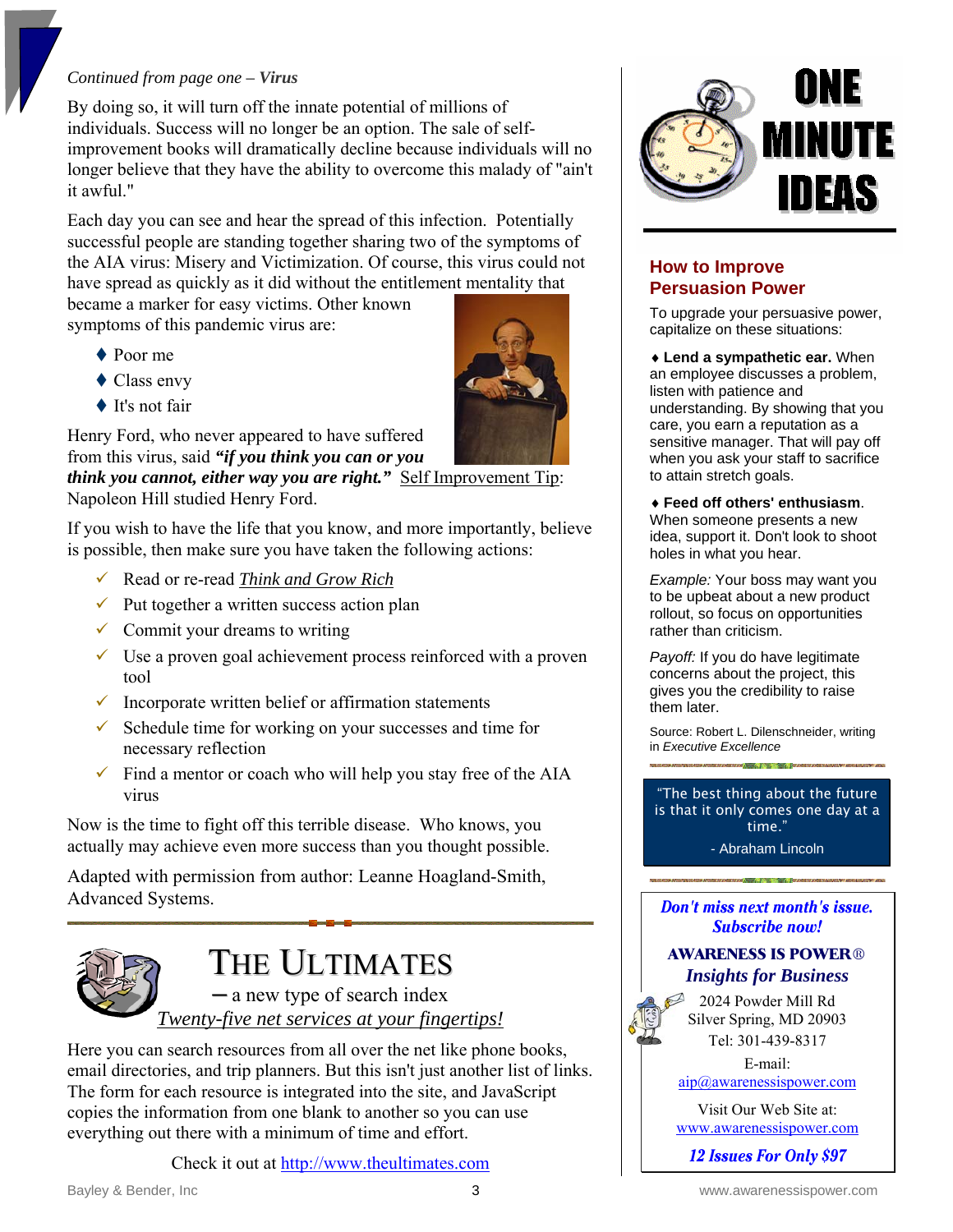*Continued from page one – **Virus***

By doing so, it will turn off the innate potential of millions of individuals. Success will no longer be an option. The sale of self-improvement books will dramatically decline because individuals will no longer believe that they have the ability to overcome this malady of "ain't it awful."

Each day you can see and hear the spread of this infection. Potentially successful people are standing together sharing two of the symptoms of the AIA virus: Misery and Victimization. Of course, this virus could not have spread as quickly as it did without the entitlement mentality that became a marker for easy victims. Other known symptoms of this pandemic virus are:

- Poor me
- Class envy
- It's not fair

Henry Ford, who never appeared to have suffered from this virus, said ***"if you think you can or you think you cannot, either way you are right."*** Self Improvement Tip: Napoleon Hill studied Henry Ford.

If you wish to have the life that you know, and more importantly, believe is possible, then make sure you have taken the following actions:

- ✓ Read or re-read *Think and Grow Rich*
- ✓ Put together a written success action plan
- ✓ Commit your dreams to writing
- ✓ Use a proven goal achievement process reinforced with a proven tool
- ✓ Incorporate written belief or affirmation statements
- ✓ Schedule time for working on your successes and time for necessary reflection
- ✓ Find a mentor or coach who will help you stay free of the AIA virus

Now is the time to fight off this terrible disease. Who knows, you actually may achieve even more success than you thought possible.

Adapted with permission from author: Leanne Hoagland-Smith, Advanced Systems.

## THE ULTIMATES

**–** a new type of search index

*Twenty-five net services at your fingertips!*

Here you can search resources from all over the net like phone books, email directories, and trip planners. But this isn't just another list of links. The form for each resource is integrated into the site, and JavaScript copies the information from one blank to another so you can use everything out there with a minimum of time and effort.

Check it out at http://www.theultimates.com

# ONE MINUTE IDEAS

## How to Improve Persuasion Power

To upgrade your persuasive power, capitalize on these situations:

♦ **Lend a sympathetic ear.** When an employee discusses a problem, listen with patience and understanding. By showing that you care, you earn a reputation as a sensitive manager. That will pay off when you ask your staff to sacrifice to attain stretch goals.

♦ **Feed off others' enthusiasm**. When someone presents a new idea, support it. Don't look to shoot holes in what you hear.

*Example:* Your boss may want you to be upbeat about a new product rollout, so focus on opportunities rather than criticism.

*Payoff:* If you do have legitimate concerns about the project, this gives you the credibility to raise them later.

Source: Robert L. Dilenschneider, writing in *Executive Excellence*

> "The best thing about the future is that it only comes one day at a time."
>
> \- Abraham Lincoln

***Don't miss next month's issue. Subscribe now!***

**AWARENESS IS POWER®**

***Insights for Business***

2024 Powder Mill Rd
Silver Spring, MD 20903
Tel: 301-439-8317

E-mail:
aip@awarenessispower.com

Visit Our Web Site at:
www.awarenessispower.com

***12 Issues For Only $97***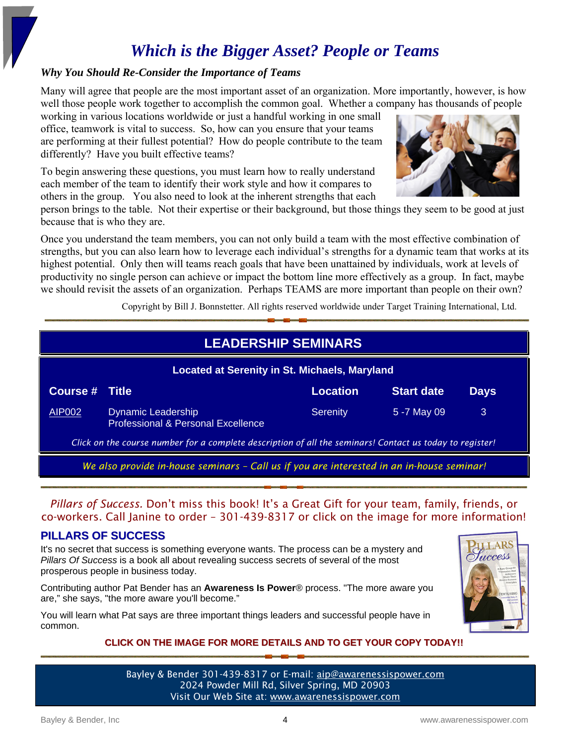# *Which is the Bigger Asset? People or Teams*

***Why You Should Re-Consider the Importance of Teams***

Many will agree that people are the most important asset of an organization. More importantly, however, is how well those people work together to accomplish the common goal. Whether a company has thousands of people working in various locations worldwide or just a handful working in one small office, teamwork is vital to success. So, how can you ensure that your teams are performing at their fullest potential? How do people contribute to the team differently? Have you built effective teams?

To begin answering these questions, you must learn how to really understand each member of the team to identify their work style and how it compares to others in the group. You also need to look at the inherent strengths that each person brings to the table. Not their expertise or their background, but those things they seem to be good at just because that is who they are.

Once you understand the team members, you can not only build a team with the most effective combination of strengths, but you can also learn how to leverage each individual's strengths for a dynamic team that works at its highest potential. Only then will teams reach goals that have been unattained by individuals, work at levels of productivity no single person can achieve or impact the bottom line more effectively as a group. In fact, maybe we should revisit the assets of an organization. Perhaps TEAMS are more important than people on their own?

Copyright by Bill J. Bonnstetter. All rights reserved worldwide under Target Training International, Ltd.

## LEADERSHIP SEMINARS

**Located at Serenity in St. Michaels, Maryland**

| Course # | Title | Location | Start date | Days |
|---|---|---|---|---|
| AIP002 | Dynamic Leadership<br>Professional & Personal Excellence | Serenity | 5 -7 May 09 | 3 |

*Click on the course number for a complete description of all the seminars! Contact us today to register!*

*We also provide in-house seminars – Call us if you are interested in an in-house seminar!*

*Pillars of Success.* Don't miss this book! It's a Great Gift for your team, family, friends, or co-workers. Call Janine to order – 301-439-8317 or click on the image for more information!

## PILLARS OF SUCCESS

It's no secret that success is something everyone wants. The process can be a mystery and *Pillars Of Success* is a book all about revealing success secrets of several of the most prosperous people in business today.

Contributing author Pat Bender has an **Awareness Is Power**® process. "The more aware you are," she says, "the more aware you'll become."

You will learn what Pat says are three important things leaders and successful people have in common.

**CLICK ON THE IMAGE FOR MORE DETAILS AND TO GET YOUR COPY TODAY!!**

Bayley & Bender 301-439-8317 or E-mail: aip@awarenessispower.com
2024 Powder Mill Rd, Silver Spring, MD 20903
Visit Our Web Site at: www.awarenessispower.com